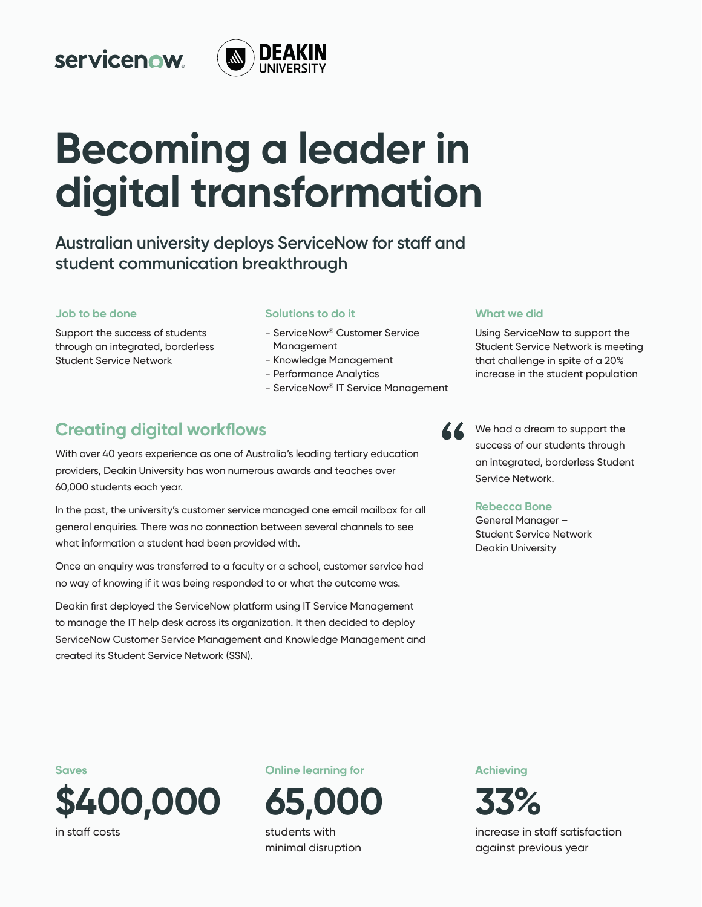servicenow | DEAKIN UNIVERSITY

# Becoming a leader in digital transformation

## Australian university deploys ServiceNow for staff and student communication breakthrough

### Job to be done

Support the success of students through an integrated, borderless Student Service Network

### Solutions to do it

- ServiceNow® Customer Service Management
- Knowledge Management
- Performance Analytics
- ServiceNow® IT Service Management

### What we did

Using ServiceNow to support the Student Service Network is meeting that challenge in spite of a 20% increase in the student population

## Creating digital workflows

With over 40 years experience as one of Australia's leading tertiary education providers, Deakin University has won numerous awards and teaches over 60,000 students each year.

In the past, the university's customer service managed one email mailbox for all general enquiries. There was no connection between several channels to see what information a student had been provided with.

Once an enquiry was transferred to a faculty or a school, customer service had no way of knowing if it was being responded to or what the outcome was.

Deakin first deployed the ServiceNow platform using IT Service Management to manage the IT help desk across its organization. It then decided to deploy ServiceNow Customer Service Management and Knowledge Management and created its Student Service Network (SSN).

> "We had a dream to support the success of our students through an integrated, borderless Student Service Network.
>
> **Rebecca Bone**
> General Manager – Student Service Network
> Deakin University

**Saves**

# $400,000

in staff costs

**Online learning for**

# 65,000

students with minimal disruption

**Achieving**

# 33%

increase in staff satisfaction against previous year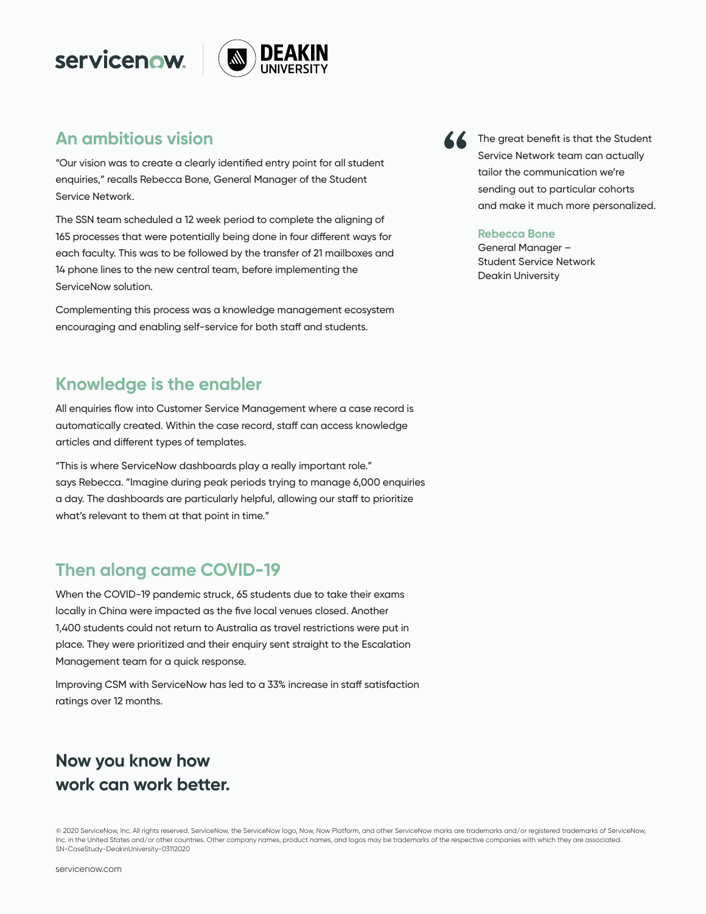## An ambitious vision

"Our vision was to create a clearly identified entry point for all student enquiries," recalls Rebecca Bone, General Manager of the Student Service Network.

The SSN team scheduled a 12 week period to complete the aligning of 165 processes that were potentially being done in four different ways for each faculty. This was to be followed by the transfer of 21 mailboxes and 14 phone lines to the new central team, before implementing the ServiceNow solution.

Complementing this process was a knowledge management ecosystem encouraging and enabling self-service for both staff and students.

> The great benefit is that the Student Service Network team can actually tailor the communication we're sending out to particular cohorts and make it much more personalized.
>
> **Rebecca Bone**
> General Manager – Student Service Network
> Deakin University

## Knowledge is the enabler

All enquiries flow into Customer Service Management where a case record is automatically created. Within the case record, staff can access knowledge articles and different types of templates.

"This is where ServiceNow dashboards play a really important role." says Rebecca. "Imagine during peak periods trying to manage 6,000 enquiries a day. The dashboards are particularly helpful, allowing our staff to prioritize what's relevant to them at that point in time."

## Then along came COVID-19

When the COVID-19 pandemic struck, 65 students due to take their exams locally in China were impacted as the five local venues closed. Another 1,400 students could not return to Australia as travel restrictions were put in place. They were prioritized and their enquiry sent straight to the Escalation Management team for a quick response.

Improving CSM with ServiceNow has led to a 33% increase in staff satisfaction ratings over 12 months.

## Now you know how work can work better.

© 2020 ServiceNow, Inc. All rights reserved. ServiceNow, the ServiceNow logo, Now, Now Platform, and other ServiceNow marks are trademarks and/or registered trademarks of ServiceNow, Inc. in the United States and/or other countries. Other company names, product names, and logos may be trademarks of the respective companies with which they are associated.
SN-CaseStudy-DeakinUniversity-03112020

servicenow.com